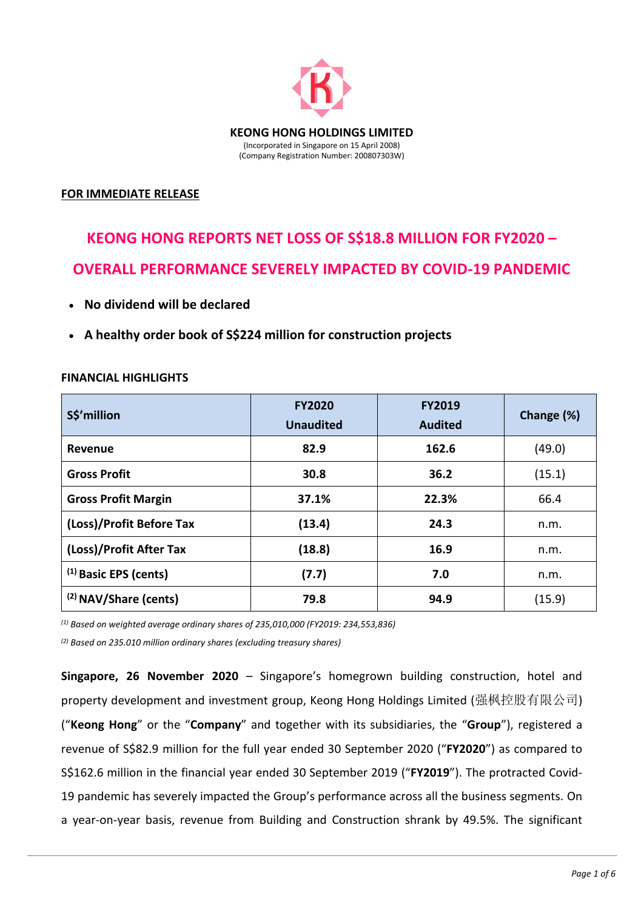**KEONG HONG HOLDINGS LIMITED**

(Incorporated in Singapore on 15 April 2008)
(Company Registration Number: 200807303W)

**FOR IMMEDIATE RELEASE**

# KEONG HONG REPORTS NET LOSS OF S$18.8 MILLION FOR FY2020 – OVERALL PERFORMANCE SEVERELY IMPACTED BY COVID-19 PANDEMIC

- **No dividend will be declared**
- **A healthy order book of S$224 million for construction projects**

**FINANCIAL HIGHLIGHTS**

| S$'million | FY2020 Unaudited | FY2019 Audited | Change (%) |
|---|---|---|---|
| **Revenue** | **82.9** | **162.6** | (49.0) |
| **Gross Profit** | **30.8** | **36.2** | (15.1) |
| **Gross Profit Margin** | **37.1%** | **22.3%** | 66.4 |
| **(Loss)/Profit Before Tax** | **(13.4)** | **24.3** | n.m. |
| **(Loss)/Profit After Tax** | **(18.8)** | **16.9** | n.m. |
| (1) **Basic EPS (cents)** | **(7.7)** | **7.0** | n.m. |
| (2) **NAV/Share (cents)** | **79.8** | **94.9** | (15.9) |

*(1) Based on weighted average ordinary shares of 235,010,000 (FY2019: 234,553,836)*

*(2) Based on 235.010 million ordinary shares (excluding treasury shares)*

**Singapore, 26 November 2020** – Singapore's homegrown building construction, hotel and property development and investment group, Keong Hong Holdings Limited (强枫控股有限公司) ("**Keong Hong**" or the "**Company**" and together with its subsidiaries, the "**Group**"), registered a revenue of S$82.9 million for the full year ended 30 September 2020 ("**FY2020**") as compared to S$162.6 million in the financial year ended 30 September 2019 ("**FY2019**"). The protracted Covid-19 pandemic has severely impacted the Group's performance across all the business segments. On a year-on-year basis, revenue from Building and Construction shrank by 49.5%. The significant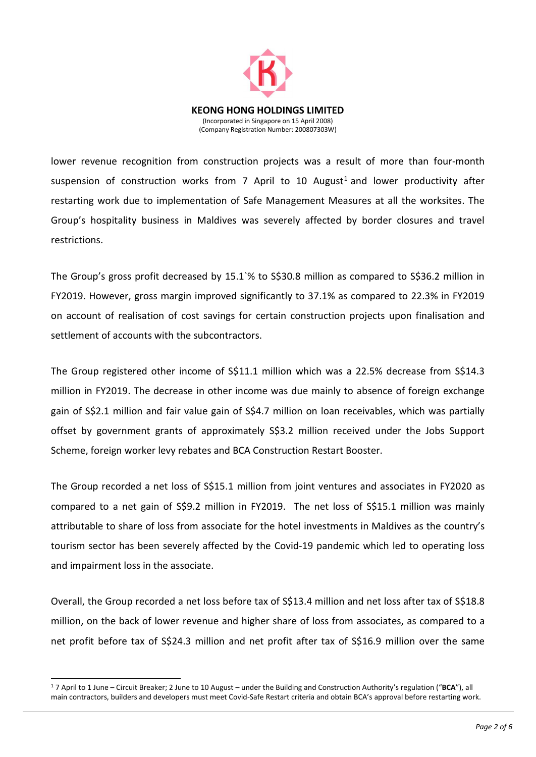**KEONG HONG HOLDINGS LIMITED**
(Incorporated in Singapore on 15 April 2008)
(Company Registration Number: 200807303W)

lower revenue recognition from construction projects was a result of more than four-month suspension of construction works from 7 April to 10 August[1] and lower productivity after restarting work due to implementation of Safe Management Measures at all the worksites. The Group's hospitality business in Maldives was severely affected by border closures and travel restrictions.

The Group's gross profit decreased by 15.1`% to S$30.8 million as compared to S$36.2 million in FY2019. However, gross margin improved significantly to 37.1% as compared to 22.3% in FY2019 on account of realisation of cost savings for certain construction projects upon finalisation and settlement of accounts with the subcontractors.

The Group registered other income of S$11.1 million which was a 22.5% decrease from S$14.3 million in FY2019. The decrease in other income was due mainly to absence of foreign exchange gain of S$2.1 million and fair value gain of S$4.7 million on loan receivables, which was partially offset by government grants of approximately S$3.2 million received under the Jobs Support Scheme, foreign worker levy rebates and BCA Construction Restart Booster.

The Group recorded a net loss of S$15.1 million from joint ventures and associates in FY2020 as compared to a net gain of S$9.2 million in FY2019. The net loss of S$15.1 million was mainly attributable to share of loss from associate for the hotel investments in Maldives as the country's tourism sector has been severely affected by the Covid-19 pandemic which led to operating loss and impairment loss in the associate.

Overall, the Group recorded a net loss before tax of S$13.4 million and net loss after tax of S$18.8 million, on the back of lower revenue and higher share of loss from associates, as compared to a net profit before tax of S$24.3 million and net profit after tax of S$16.9 million over the same

---

[1] 7 April to 1 June – Circuit Breaker; 2 June to 10 August – under the Building and Construction Authority's regulation ("**BCA**"), all main contractors, builders and developers must meet Covid-Safe Restart criteria and obtain BCA's approval before restarting work.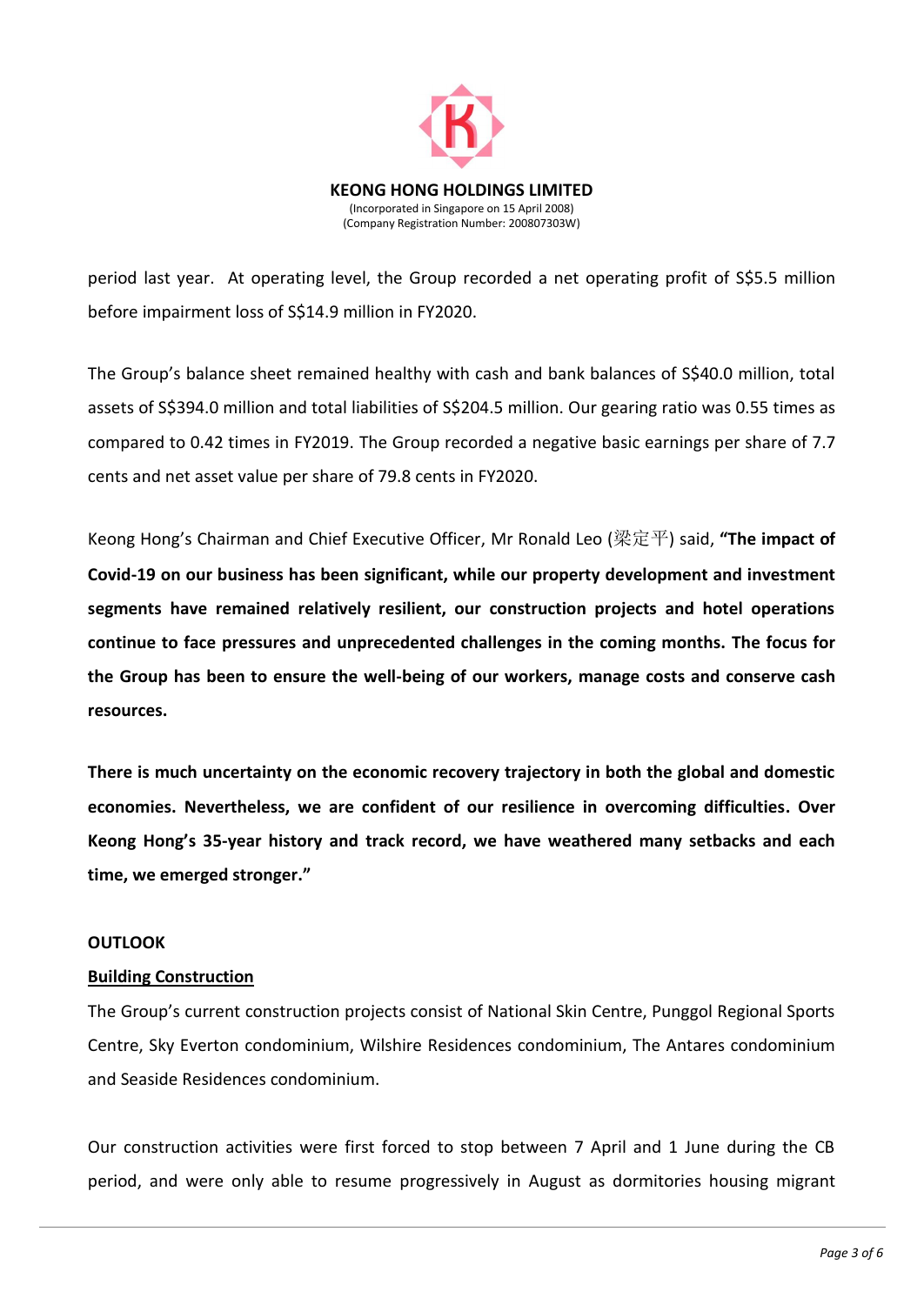period last year. At operating level, the Group recorded a net operating profit of S$5.5 million before impairment loss of S$14.9 million in FY2020.

The Group's balance sheet remained healthy with cash and bank balances of S$40.0 million, total assets of S$394.0 million and total liabilities of S$204.5 million. Our gearing ratio was 0.55 times as compared to 0.42 times in FY2019. The Group recorded a negative basic earnings per share of 7.7 cents and net asset value per share of 79.8 cents in FY2020.

Keong Hong's Chairman and Chief Executive Officer, Mr Ronald Leo (梁定平) said, **"The impact of Covid-19 on our business has been significant, while our property development and investment segments have remained relatively resilient, our construction projects and hotel operations continue to face pressures and unprecedented challenges in the coming months. The focus for the Group has been to ensure the well-being of our workers, manage costs and conserve cash resources.**

**There is much uncertainty on the economic recovery trajectory in both the global and domestic economies. Nevertheless, we are confident of our resilience in overcoming difficulties. Over Keong Hong's 35-year history and track record, we have weathered many setbacks and each time, we emerged stronger."**

**OUTLOOK**

**Building Construction**

The Group's current construction projects consist of National Skin Centre, Punggol Regional Sports Centre, Sky Everton condominium, Wilshire Residences condominium, The Antares condominium and Seaside Residences condominium.

Our construction activities were first forced to stop between 7 April and 1 June during the CB period, and were only able to resume progressively in August as dormitories housing migrant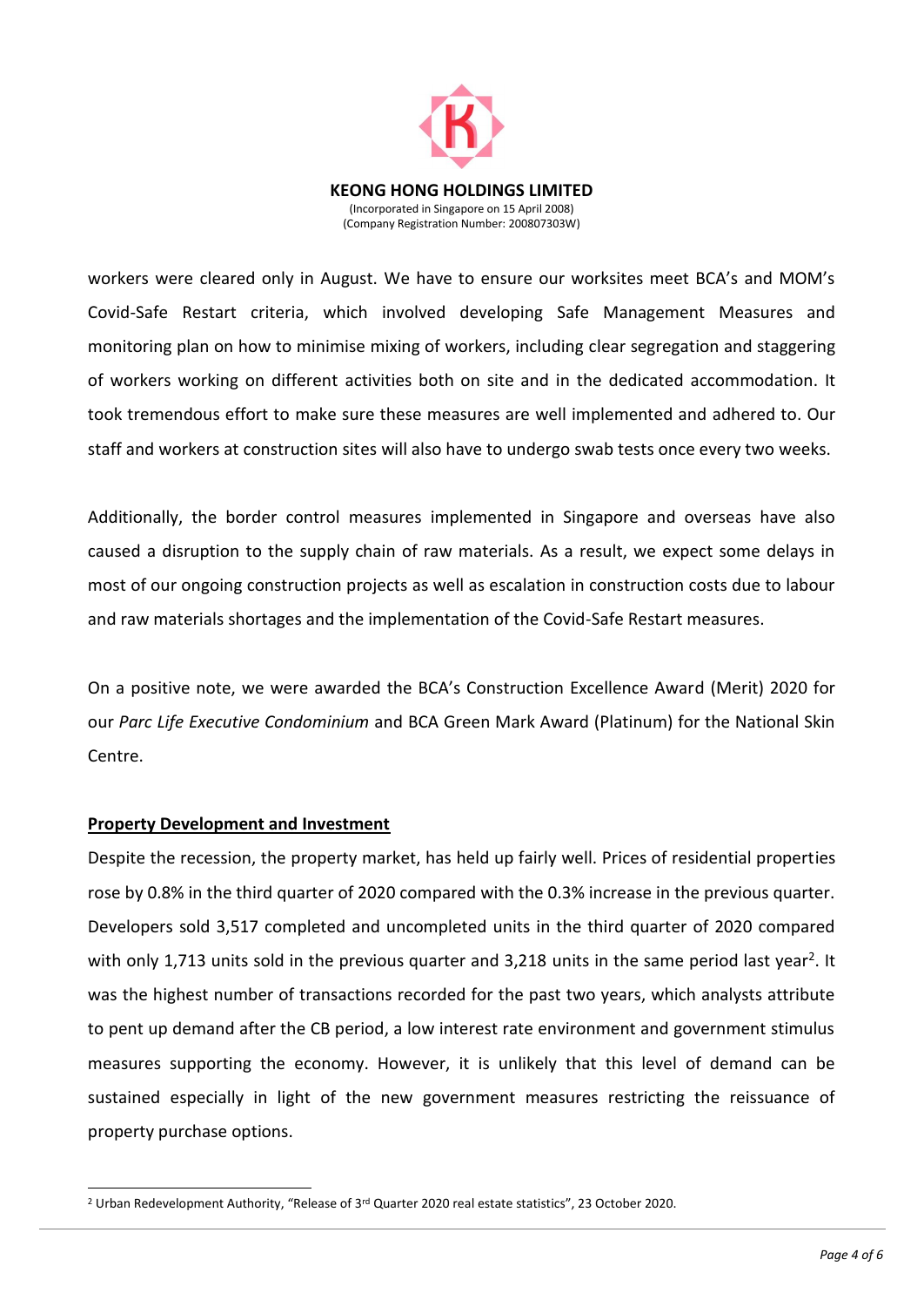workers were cleared only in August. We have to ensure our worksites meet BCA's and MOM's Covid-Safe Restart criteria, which involved developing Safe Management Measures and monitoring plan on how to minimise mixing of workers, including clear segregation and staggering of workers working on different activities both on site and in the dedicated accommodation. It took tremendous effort to make sure these measures are well implemented and adhered to. Our staff and workers at construction sites will also have to undergo swab tests once every two weeks.

Additionally, the border control measures implemented in Singapore and overseas have also caused a disruption to the supply chain of raw materials. As a result, we expect some delays in most of our ongoing construction projects as well as escalation in construction costs due to labour and raw materials shortages and the implementation of the Covid-Safe Restart measures.

On a positive note, we were awarded the BCA's Construction Excellence Award (Merit) 2020 for our *Parc Life Executive Condominium* and BCA Green Mark Award (Platinum) for the National Skin Centre.

**<u>Property Development and Investment</u>**

Despite the recession, the property market, has held up fairly well. Prices of residential properties rose by 0.8% in the third quarter of 2020 compared with the 0.3% increase in the previous quarter. Developers sold 3,517 completed and uncompleted units in the third quarter of 2020 compared with only 1,713 units sold in the previous quarter and 3,218 units in the same period last year[2]. It was the highest number of transactions recorded for the past two years, which analysts attribute to pent up demand after the CB period, a low interest rate environment and government stimulus measures supporting the economy. However, it is unlikely that this level of demand can be sustained especially in light of the new government measures restricting the reissuance of property purchase options.

---

[2] Urban Redevelopment Authority, "Release of 3rd Quarter 2020 real estate statistics", 23 October 2020.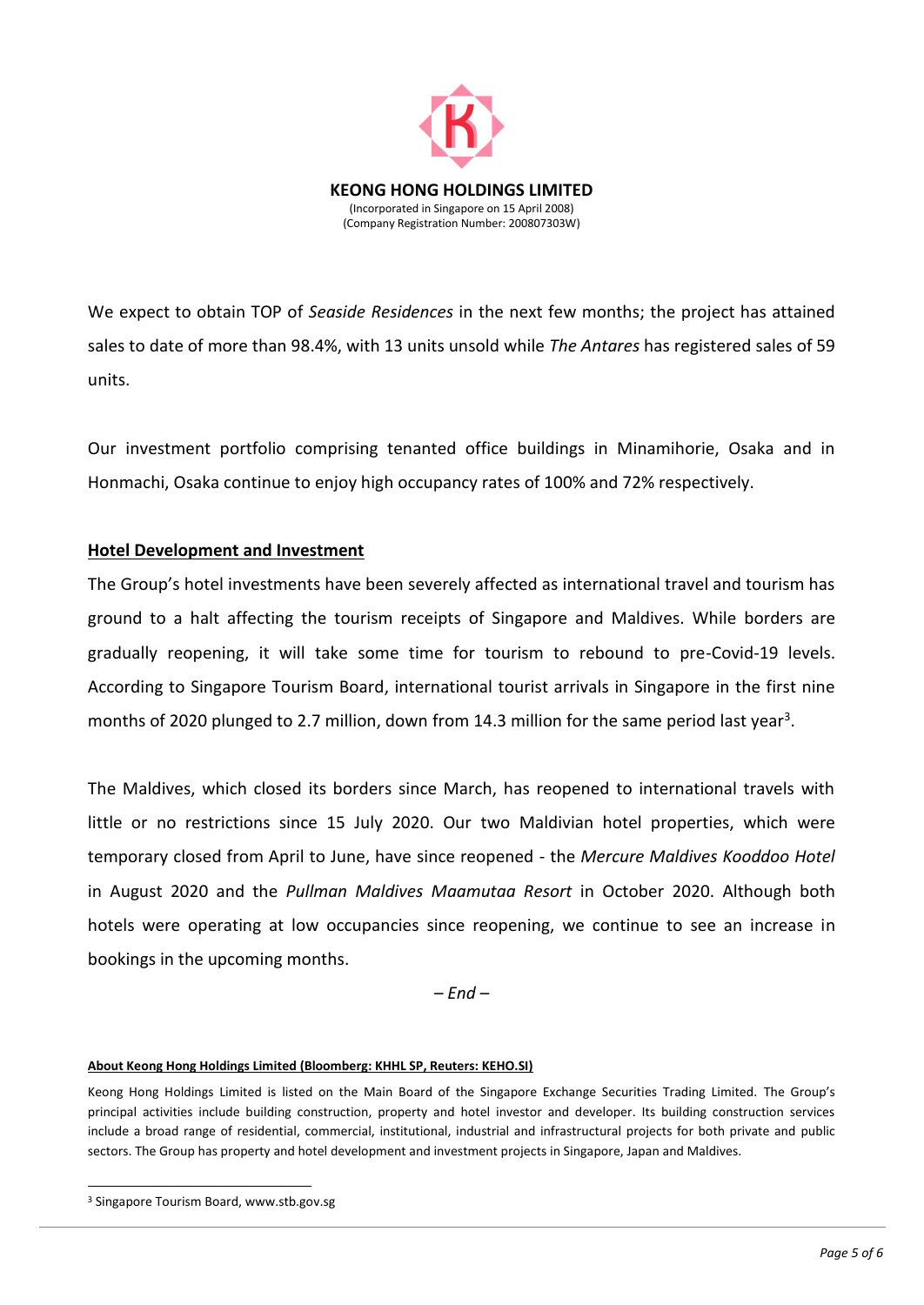We expect to obtain TOP of *Seaside Residences* in the next few months; the project has attained sales to date of more than 98.4%, with 13 units unsold while *The Antares* has registered sales of 59 units.

Our investment portfolio comprising tenanted office buildings in Minamihorie, Osaka and in Honmachi, Osaka continue to enjoy high occupancy rates of 100% and 72% respectively.

**Hotel Development and Investment**

The Group's hotel investments have been severely affected as international travel and tourism has ground to a halt affecting the tourism receipts of Singapore and Maldives. While borders are gradually reopening, it will take some time for tourism to rebound to pre-Covid-19 levels. According to Singapore Tourism Board, international tourist arrivals in Singapore in the first nine months of 2020 plunged to 2.7 million, down from 14.3 million for the same period last year[3].

The Maldives, which closed its borders since March, has reopened to international travels with little or no restrictions since 15 July 2020. Our two Maldivian hotel properties, which were temporary closed from April to June, have since reopened - the *Mercure Maldives Kooddoo Hotel* in August 2020 and the *Pullman Maldives Maamutaa Resort* in October 2020. Although both hotels were operating at low occupancies since reopening, we continue to see an increase in bookings in the upcoming months.

*– End –*

**About Keong Hong Holdings Limited (Bloomberg: KHHL SP, Reuters: KEHO.SI)**

Keong Hong Holdings Limited is listed on the Main Board of the Singapore Exchange Securities Trading Limited. The Group's principal activities include building construction, property and hotel investor and developer. Its building construction services include a broad range of residential, commercial, institutional, industrial and infrastructural projects for both private and public sectors. The Group has property and hotel development and investment projects in Singapore, Japan and Maldives.

[3] Singapore Tourism Board, www.stb.gov.sg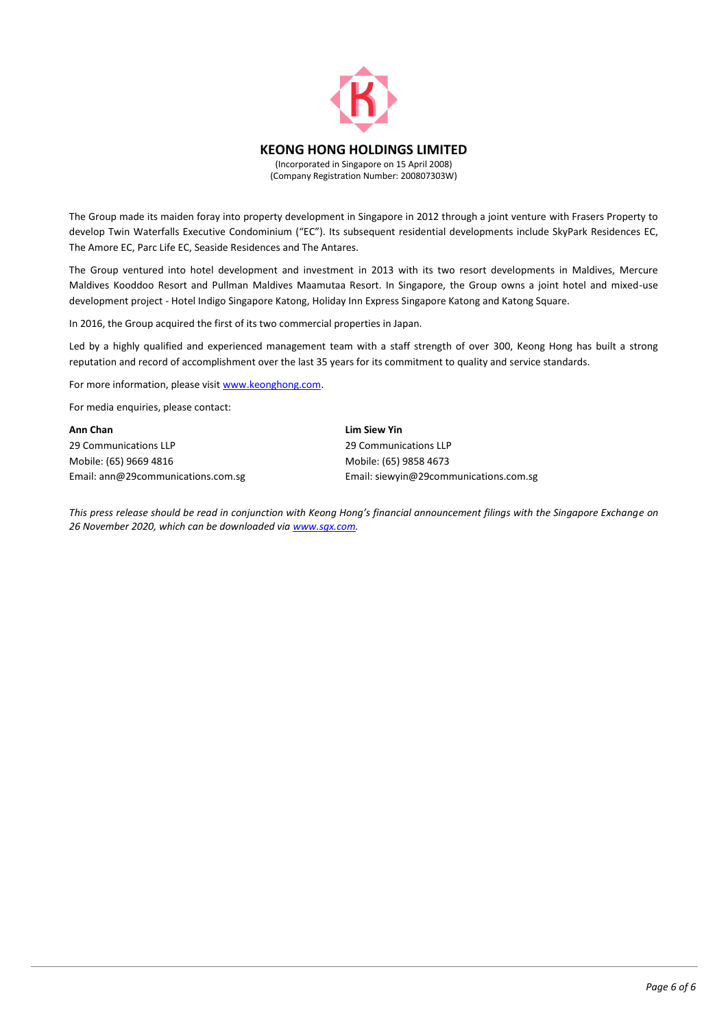**KEONG HONG HOLDINGS LIMITED**

(Incorporated in Singapore on 15 April 2008)
(Company Registration Number: 200807303W)

The Group made its maiden foray into property development in Singapore in 2012 through a joint venture with Frasers Property to develop Twin Waterfalls Executive Condominium ("EC"). Its subsequent residential developments include SkyPark Residences EC, The Amore EC, Parc Life EC, Seaside Residences and The Antares.

The Group ventured into hotel development and investment in 2013 with its two resort developments in Maldives, Mercure Maldives Kooddoo Resort and Pullman Maldives Maamutaa Resort. In Singapore, the Group owns a joint hotel and mixed-use development project - Hotel Indigo Singapore Katong, Holiday Inn Express Singapore Katong and Katong Square.

In 2016, the Group acquired the first of its two commercial properties in Japan.

Led by a highly qualified and experienced management team with a staff strength of over 300, Keong Hong has built a strong reputation and record of accomplishment over the last 35 years for its commitment to quality and service standards.

For more information, please visit www.keonghong.com.

For media enquiries, please contact:

**Ann Chan**
29 Communications LLP
Mobile: (65) 9669 4816
Email: ann@29communications.com.sg

**Lim Siew Yin**
29 Communications LLP
Mobile: (65) 9858 4673
Email: siewyin@29communications.com.sg

*This press release should be read in conjunction with Keong Hong's financial announcement filings with the Singapore Exchange on 26 November 2020, which can be downloaded via www.sgx.com.*